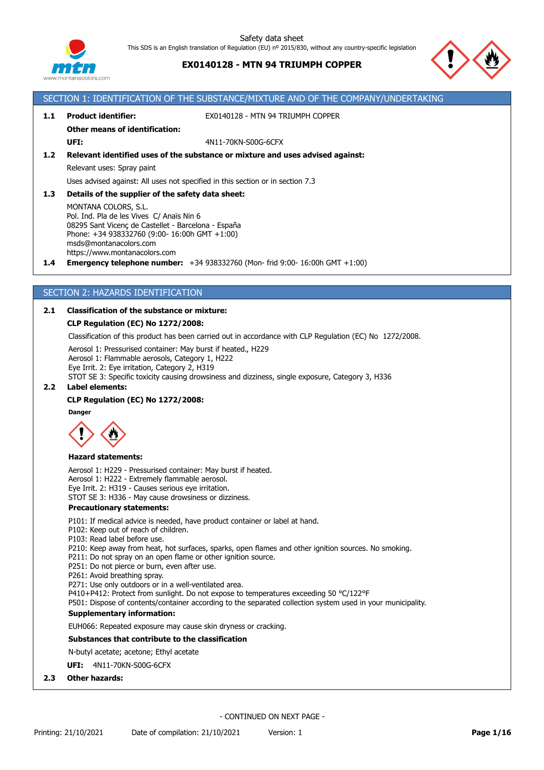Safety data sheet

This SDS is an English translation of Regulation (EU) nº 2015/830, without any country-specific legislation

**EX0140128 - MTN 94 TRIUMPH COPPER**

## SECTION 1: IDENTIFICATION OF THE SUBSTANCE/MIXTURE AND OF THE COMPANY/UNDERTAKING

**1.1 Product identifier:** EX0140128 - MTN 94 TRIUMPH COPPER

**Other means of identification:**

**UFI:** 4N11-70KN-S00G-6CFX

**1.2 Relevant identified uses of the substance or mixture and uses advised against:**

Relevant uses: Spray paint

Uses advised against: All uses not specified in this section or in section 7.3

**1.3 Details of the supplier of the safety data sheet:**

MONTANA COLORS, S.L.
Pol. Ind. Pla de les Vives C/ Anaïs Nin 6
08295 Sant Vicenç de Castellet - Barcelona - España
Phone: +34 938332760 (9:00- 16:00h GMT +1:00)
msds@montanacolors.com
https://www.montanacolors.com

**1.4 Emergency telephone number:** +34 938332760 (Mon- frid 9:00- 16:00h GMT +1:00)

## SECTION 2: HAZARDS IDENTIFICATION

**2.1 Classification of the substance or mixture:**

**CLP Regulation (EC) No 1272/2008:**

Classification of this product has been carried out in accordance with CLP Regulation (EC) No 1272/2008.

Aerosol 1: Pressurised container: May burst if heated., H229
Aerosol 1: Flammable aerosols, Category 1, H222
Eye Irrit. 2: Eye irritation, Category 2, H319
STOT SE 3: Specific toxicity causing drowsiness and dizziness, single exposure, Category 3, H336

**2.2 Label elements:**

**CLP Regulation (EC) No 1272/2008:**

**Danger**

**Hazard statements:**

Aerosol 1: H229 - Pressurised container: May burst if heated.
Aerosol 1: H222 - Extremely flammable aerosol.
Eye Irrit. 2: H319 - Causes serious eye irritation.
STOT SE 3: H336 - May cause drowsiness or dizziness.

**Precautionary statements:**

P101: If medical advice is needed, have product container or label at hand.
P102: Keep out of reach of children.
P103: Read label before use.
P210: Keep away from heat, hot surfaces, sparks, open flames and other ignition sources. No smoking.
P211: Do not spray on an open flame or other ignition source.
P251: Do not pierce or burn, even after use.
P261: Avoid breathing spray.
P271: Use only outdoors or in a well-ventilated area.
P410+P412: Protect from sunlight. Do not expose to temperatures exceeding 50 °C/122°F
P501: Dispose of contents/container according to the separated collection system used in your municipality.

**Supplementary information:**

EUH066: Repeated exposure may cause skin dryness or cracking.

**Substances that contribute to the classification**

N-butyl acetate; acetone; Ethyl acetate

**UFI:** 4N11-70KN-S00G-6CFX

**2.3 Other hazards:**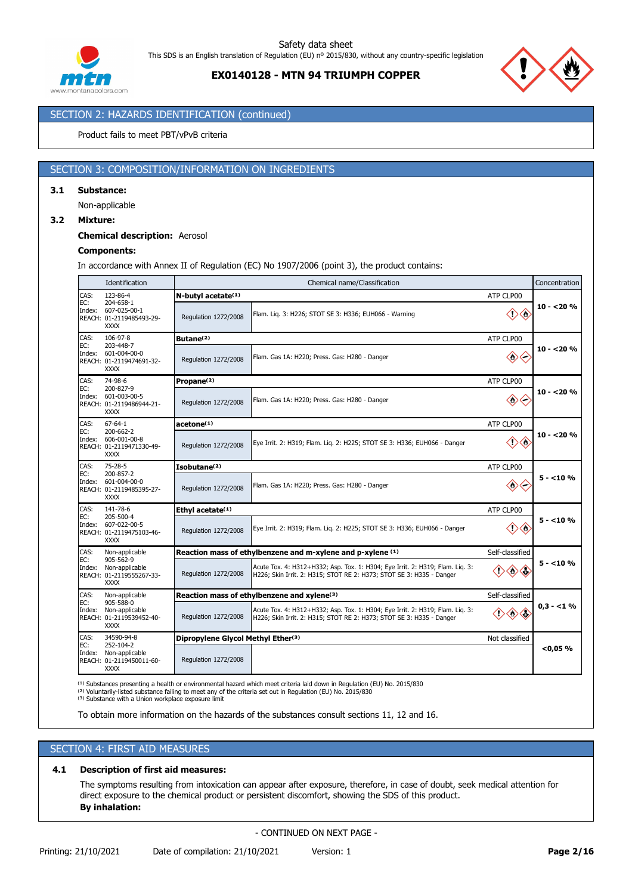## SECTION 2: HAZARDS IDENTIFICATION (continued)

Product fails to meet PBT/vPvB criteria

## SECTION 3: COMPOSITION/INFORMATION ON INGREDIENTS

**3.1 Substance:**

Non-applicable

**3.2 Mixture:**

**Chemical description:** Aerosol

**Components:**

In accordance with Annex II of Regulation (EC) No 1907/2006 (point 3), the product contains:

| Identification | Chemical name/Classification | | | Concentration |
|---|---|---|---|---|
| CAS: 123-86-4<br>EC: 204-658-1<br>Index: 607-025-00-1<br>REACH: 01-2119485493-29-XXXX | **N-butyl acetate**[1] | | ATP CLP00 | **10 - <20 %** |
| | Regulation 1272/2008 | Flam. Liq. 3: H226; STOT SE 3: H336; EUH066 - Warning | | |
| CAS: 106-97-8<br>EC: 203-448-7<br>Index: 601-004-00-0<br>REACH: 01-2119474691-32-XXXX | **Butane**[2] | | ATP CLP00 | **10 - <20 %** |
| | Regulation 1272/2008 | Flam. Gas 1A: H220; Press. Gas: H280 - Danger | | |
| CAS: 74-98-6<br>EC: 200-827-9<br>Index: 601-003-00-5<br>REACH: 01-2119486944-21-XXXX | **Propane**[2] | | ATP CLP00 | **10 - <20 %** |
| | Regulation 1272/2008 | Flam. Gas 1A: H220; Press. Gas: H280 - Danger | | |
| CAS: 67-64-1<br>EC: 200-662-2<br>Index: 606-001-00-8<br>REACH: 01-2119471330-49-XXXX | **acetone**[1] | | ATP CLP00 | **10 - <20 %** |
| | Regulation 1272/2008 | Eye Irrit. 2: H319; Flam. Liq. 2: H225; STOT SE 3: H336; EUH066 - Danger | | |
| CAS: 75-28-5<br>EC: 200-857-2<br>Index: 601-004-00-0<br>REACH: 01-2119485395-27-XXXX | **Isobutane**[2] | | ATP CLP00 | **5 - <10 %** |
| | Regulation 1272/2008 | Flam. Gas 1A: H220; Press. Gas: H280 - Danger | | |
| CAS: 141-78-6<br>EC: 205-500-4<br>Index: 607-022-00-5<br>REACH: 01-2119475103-46-XXXX | **Ethyl acetate**[1] | | ATP CLP00 | **5 - <10 %** |
| | Regulation 1272/2008 | Eye Irrit. 2: H319; Flam. Liq. 2: H225; STOT SE 3: H336; EUH066 - Danger | | |
| CAS: Non-applicable<br>EC: 905-562-9<br>Index: Non-applicable<br>REACH: 01-2119555267-33-XXXX | **Reaction mass of ethylbenzene and m-xylene and p-xylene**[1] | | Self-classified | **5 - <10 %** |
| | Regulation 1272/2008 | Acute Tox. 4: H312+H332; Asp. Tox. 1: H304; Eye Irrit. 2: H319; Flam. Liq. 3: H226; Skin Irrit. 2: H315; STOT RE 2: H373; STOT SE 3: H335 - Danger | | |
| CAS: Non-applicable<br>EC: 905-588-0<br>Index: Non-applicable<br>REACH: 01-2119539452-40-XXXX | **Reaction mass of ethylbenzene and xylene**[3] | | Self-classified | **0,3 - <1 %** |
| | Regulation 1272/2008 | Acute Tox. 4: H312+H332; Asp. Tox. 1: H304; Eye Irrit. 2: H319; Flam. Liq. 3: H226; Skin Irrit. 2: H315; STOT RE 2: H373; STOT SE 3: H335 - Danger | | |
| CAS: 34590-94-8<br>EC: 252-104-2<br>Index: Non-applicable<br>REACH: 01-2119450011-60-XXXX | **Dipropylene Glycol Methyl Ether**[3] | | Not classified | **<0,05 %** |
| | Regulation 1272/2008 | | | |

[1] Substances presenting a health or environmental hazard which meet criteria laid down in Regulation (EU) No. 2015/830
[2] Voluntarily-listed substance failing to meet any of the criteria set out in Regulation (EU) No. 2015/830
[3] Substance with a Union workplace exposure limit

To obtain more information on the hazards of the substances consult sections 11, 12 and 16.

## SECTION 4: FIRST AID MEASURES

**4.1 Description of first aid measures:**

The symptoms resulting from intoxication can appear after exposure, therefore, in case of doubt, seek medical attention for direct exposure to the chemical product or persistent discomfort, showing the SDS of this product.

**By inhalation:**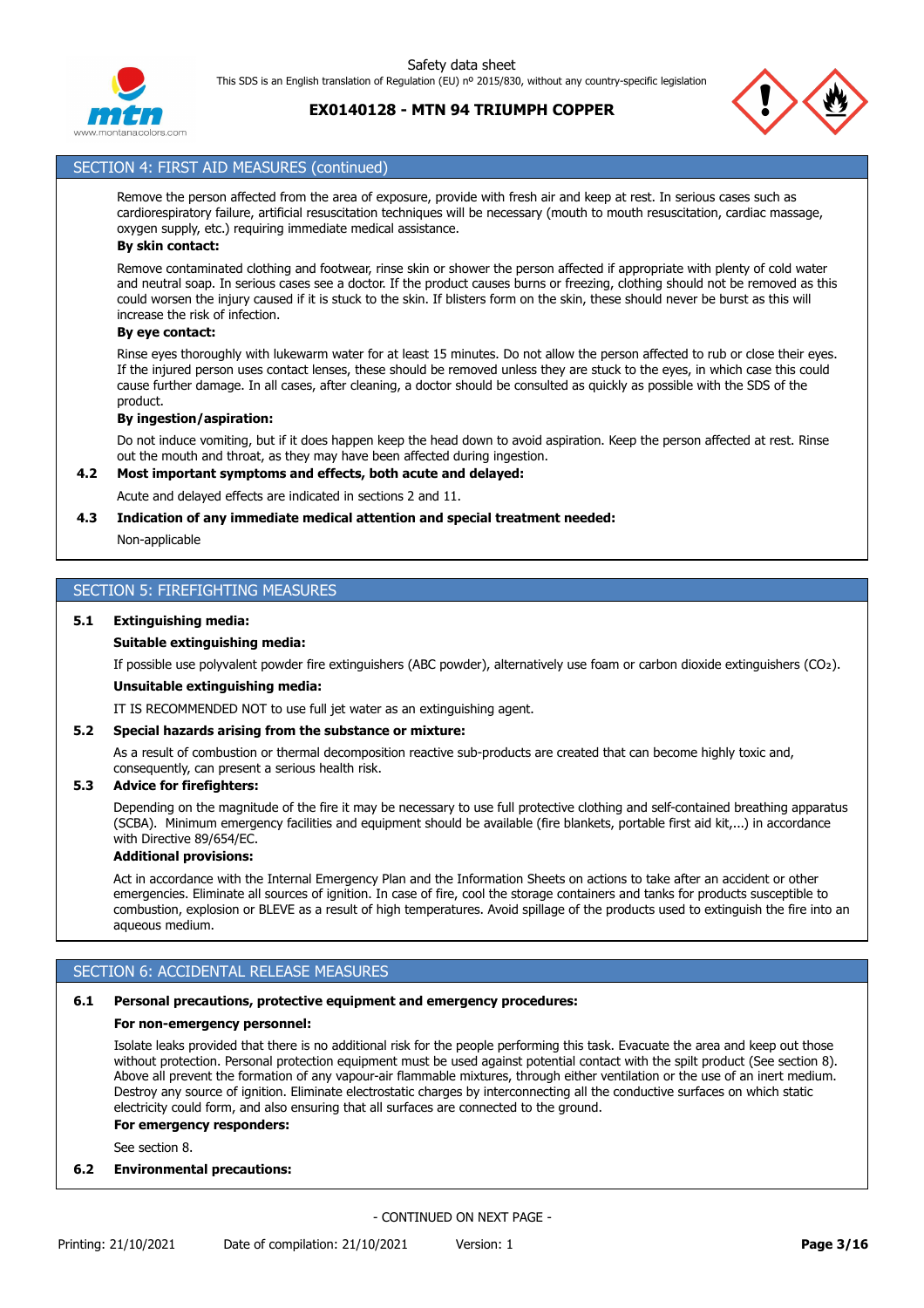## SECTION 4: FIRST AID MEASURES (continued)

Remove the person affected from the area of exposure, provide with fresh air and keep at rest. In serious cases such as cardiorespiratory failure, artificial resuscitation techniques will be necessary (mouth to mouth resuscitation, cardiac massage, oxygen supply, etc.) requiring immediate medical assistance.

**By skin contact:**

Remove contaminated clothing and footwear, rinse skin or shower the person affected if appropriate with plenty of cold water and neutral soap. In serious cases see a doctor. If the product causes burns or freezing, clothing should not be removed as this could worsen the injury caused if it is stuck to the skin. If blisters form on the skin, these should never be burst as this will increase the risk of infection.

**By eye contact:**

Rinse eyes thoroughly with lukewarm water for at least 15 minutes. Do not allow the person affected to rub or close their eyes. If the injured person uses contact lenses, these should be removed unless they are stuck to the eyes, in which case this could cause further damage. In all cases, after cleaning, a doctor should be consulted as quickly as possible with the SDS of the product.

**By ingestion/aspiration:**

Do not induce vomiting, but if it does happen keep the head down to avoid aspiration. Keep the person affected at rest. Rinse out the mouth and throat, as they may have been affected during ingestion.

**4.2 Most important symptoms and effects, both acute and delayed:**

Acute and delayed effects are indicated in sections 2 and 11.

**4.3 Indication of any immediate medical attention and special treatment needed:**

Non-applicable

## SECTION 5: FIREFIGHTING MEASURES

**5.1 Extinguishing media:**

**Suitable extinguishing media:**

If possible use polyvalent powder fire extinguishers (ABC powder), alternatively use foam or carbon dioxide extinguishers ($CO_2$).

**Unsuitable extinguishing media:**

IT IS RECOMMENDED NOT to use full jet water as an extinguishing agent.

**5.2 Special hazards arising from the substance or mixture:**

As a result of combustion or thermal decomposition reactive sub-products are created that can become highly toxic and, consequently, can present a serious health risk.

**5.3 Advice for firefighters:**

Depending on the magnitude of the fire it may be necessary to use full protective clothing and self-contained breathing apparatus (SCBA). Minimum emergency facilities and equipment should be available (fire blankets, portable first aid kit,...) in accordance with Directive 89/654/EC.

**Additional provisions:**

Act in accordance with the Internal Emergency Plan and the Information Sheets on actions to take after an accident or other emergencies. Eliminate all sources of ignition. In case of fire, cool the storage containers and tanks for products susceptible to combustion, explosion or BLEVE as a result of high temperatures. Avoid spillage of the products used to extinguish the fire into an aqueous medium.

## SECTION 6: ACCIDENTAL RELEASE MEASURES

**6.1 Personal precautions, protective equipment and emergency procedures:**

**For non-emergency personnel:**

Isolate leaks provided that there is no additional risk for the people performing this task. Evacuate the area and keep out those without protection. Personal protection equipment must be used against potential contact with the spilt product (See section 8). Above all prevent the formation of any vapour-air flammable mixtures, through either ventilation or the use of an inert medium. Destroy any source of ignition. Eliminate electrostatic charges by interconnecting all the conductive surfaces on which static electricity could form, and also ensuring that all surfaces are connected to the ground.

**For emergency responders:**

See section 8.

**6.2 Environmental precautions:**

- CONTINUED ON NEXT PAGE -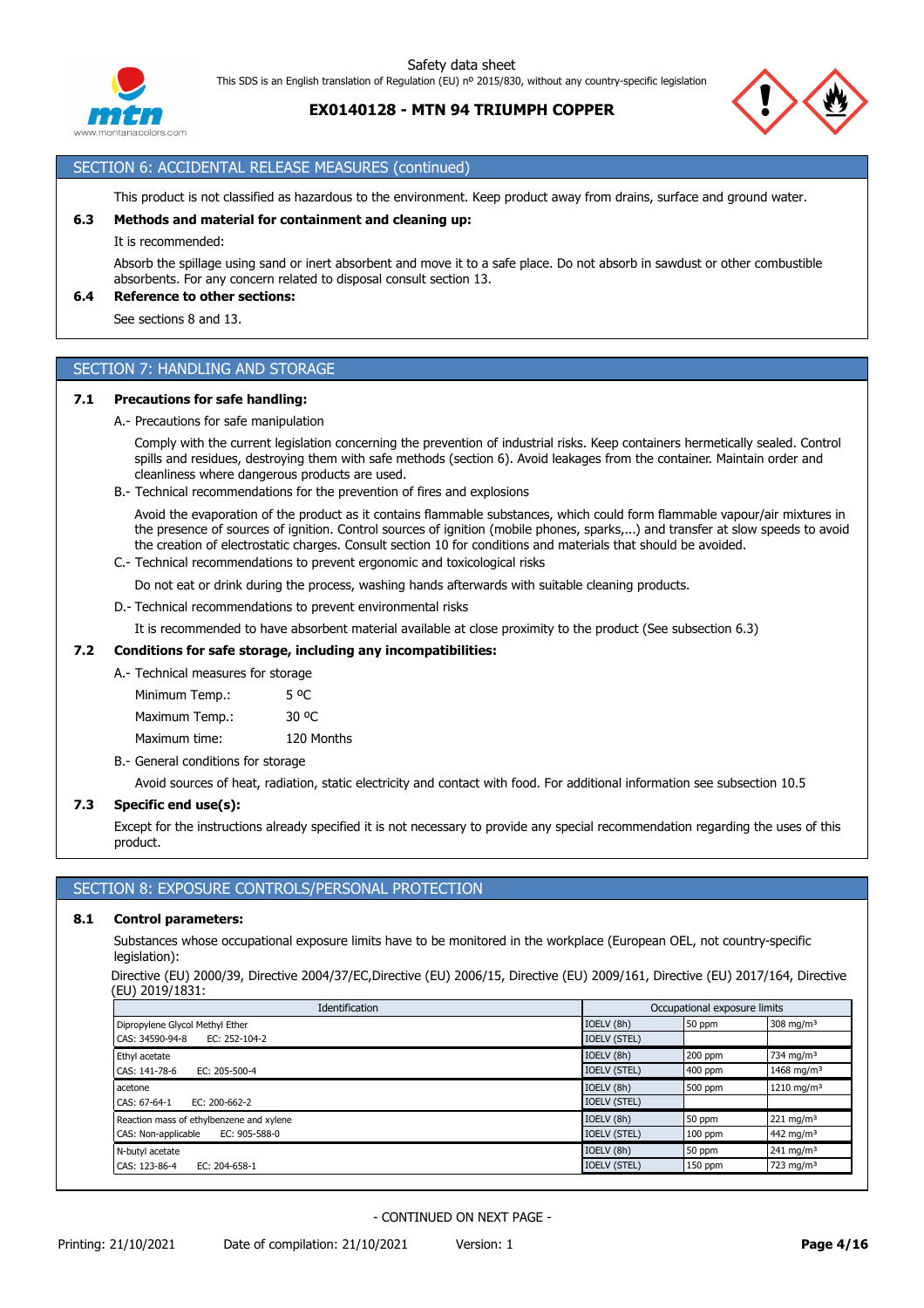## SECTION 6: ACCIDENTAL RELEASE MEASURES (continued)

This product is not classified as hazardous to the environment. Keep product away from drains, surface and ground water.

**6.3 Methods and material for containment and cleaning up:**

It is recommended:

Absorb the spillage using sand or inert absorbent and move it to a safe place. Do not absorb in sawdust or other combustible absorbents. For any concern related to disposal consult section 13.

**6.4 Reference to other sections:**

See sections 8 and 13.

## SECTION 7: HANDLING AND STORAGE

**7.1 Precautions for safe handling:**

A.- Precautions for safe manipulation

Comply with the current legislation concerning the prevention of industrial risks. Keep containers hermetically sealed. Control spills and residues, destroying them with safe methods (section 6). Avoid leakages from the container. Maintain order and cleanliness where dangerous products are used.

B.- Technical recommendations for the prevention of fires and explosions

Avoid the evaporation of the product as it contains flammable substances, which could form flammable vapour/air mixtures in the presence of sources of ignition. Control sources of ignition (mobile phones, sparks,...) and transfer at slow speeds to avoid the creation of electrostatic charges. Consult section 10 for conditions and materials that should be avoided.

C.- Technical recommendations to prevent ergonomic and toxicological risks

Do not eat or drink during the process, washing hands afterwards with suitable cleaning products.

D.- Technical recommendations to prevent environmental risks

It is recommended to have absorbent material available at close proximity to the product (See subsection 6.3)

**7.2 Conditions for safe storage, including any incompatibilities:**

A.- Technical measures for storage

| | |
|---|---|
| Minimum Temp.: | 5 ºC |
| Maximum Temp.: | 30 ºC |
| Maximum time: | 120 Months |

B.- General conditions for storage

Avoid sources of heat, radiation, static electricity and contact with food. For additional information see subsection 10.5

**7.3 Specific end use(s):**

Except for the instructions already specified it is not necessary to provide any special recommendation regarding the uses of this product.

## SECTION 8: EXPOSURE CONTROLS/PERSONAL PROTECTION

**8.1 Control parameters:**

Substances whose occupational exposure limits have to be monitored in the workplace (European OEL, not country-specific legislation):

Directive (EU) 2000/39, Directive 2004/37/EC,Directive (EU) 2006/15, Directive (EU) 2009/161, Directive (EU) 2017/164, Directive (EU) 2019/1831:

| Identification | Occupational exposure limits | | |
|---|---|---|---|
| Dipropylene Glycol Methyl Ether | IOELV (8h) | 50 ppm | 308 mg/m³ |
| CAS: 34590-94-8 EC: 252-104-2 | IOELV (STEL) | | |
| Ethyl acetate | IOELV (8h) | 200 ppm | 734 mg/m³ |
| CAS: 141-78-6 EC: 205-500-4 | IOELV (STEL) | 400 ppm | 1468 mg/m³ |
| acetone | IOELV (8h) | 500 ppm | 1210 mg/m³ |
| CAS: 67-64-1 EC: 200-662-2 | IOELV (STEL) | | |
| Reaction mass of ethylbenzene and xylene | IOELV (8h) | 50 ppm | 221 mg/m³ |
| CAS: Non-applicable EC: 905-588-0 | IOELV (STEL) | 100 ppm | 442 mg/m³ |
| N-butyl acetate | IOELV (8h) | 50 ppm | 241 mg/m³ |
| CAS: 123-86-4 EC: 204-658-1 | IOELV (STEL) | 150 ppm | 723 mg/m³ |

- CONTINUED ON NEXT PAGE -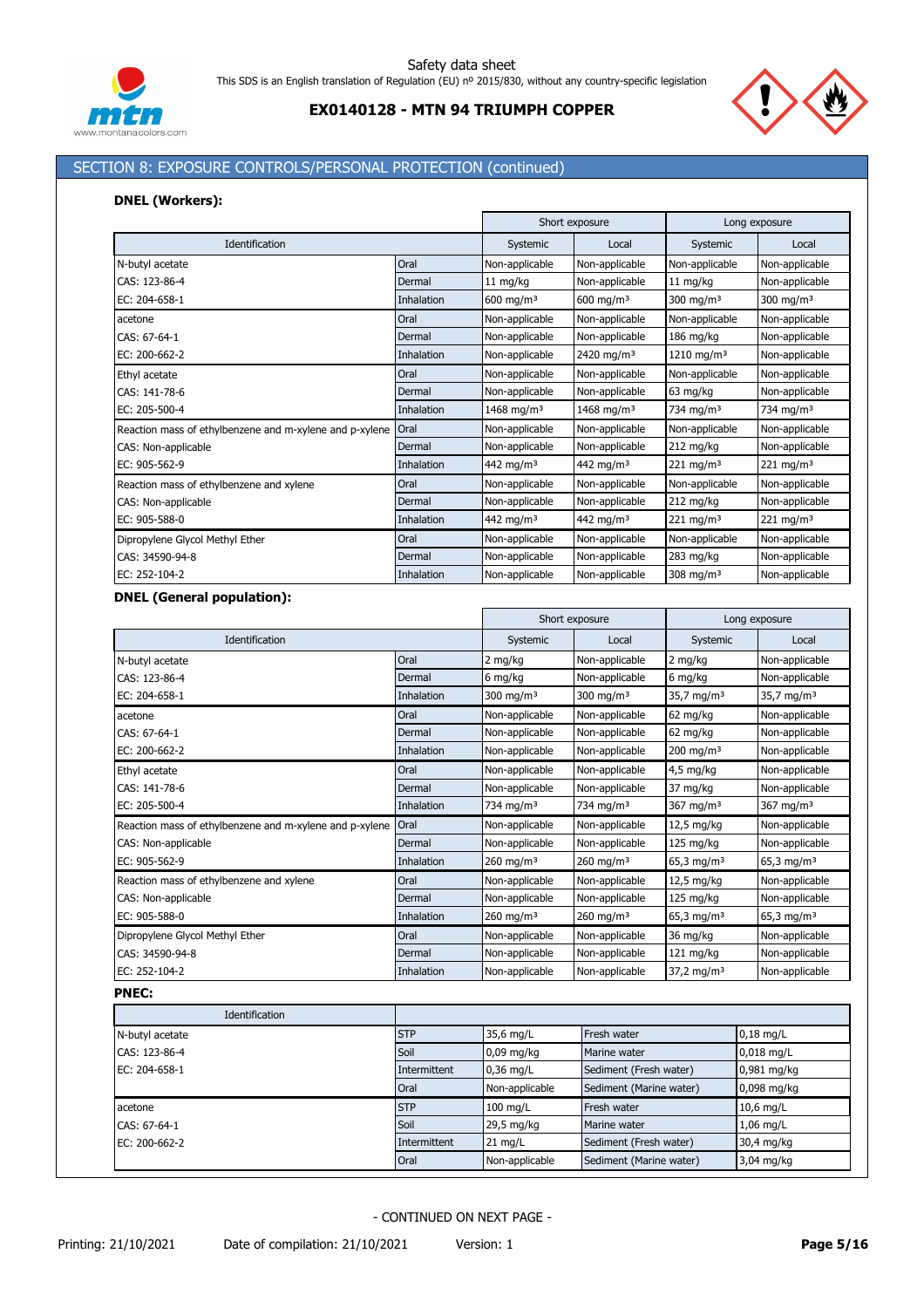## SECTION 8: EXPOSURE CONTROLS/PERSONAL PROTECTION (continued)

**DNEL (Workers):**

| Identification | | Short exposure | | Long exposure | |
|---|---|---|---|---|---|
| | | Systemic | Local | Systemic | Local |
| N-butyl acetate | Oral | Non-applicable | Non-applicable | Non-applicable | Non-applicable |
| CAS: 123-86-4 | Dermal | 11 mg/kg | Non-applicable | 11 mg/kg | Non-applicable |
| EC: 204-658-1 | Inhalation | 600 mg/m³ | 600 mg/m³ | 300 mg/m³ | 300 mg/m³ |
| acetone | Oral | Non-applicable | Non-applicable | Non-applicable | Non-applicable |
| CAS: 67-64-1 | Dermal | Non-applicable | Non-applicable | 186 mg/kg | Non-applicable |
| EC: 200-662-2 | Inhalation | Non-applicable | 2420 mg/m³ | 1210 mg/m³ | Non-applicable |
| Ethyl acetate | Oral | Non-applicable | Non-applicable | Non-applicable | Non-applicable |
| CAS: 141-78-6 | Dermal | Non-applicable | Non-applicable | 63 mg/kg | Non-applicable |
| EC: 205-500-4 | Inhalation | 1468 mg/m³ | 1468 mg/m³ | 734 mg/m³ | 734 mg/m³ |
| Reaction mass of ethylbenzene and m-xylene and p-xylene | Oral | Non-applicable | Non-applicable | Non-applicable | Non-applicable |
| CAS: Non-applicable | Dermal | Non-applicable | Non-applicable | 212 mg/kg | Non-applicable |
| EC: 905-562-9 | Inhalation | 442 mg/m³ | 442 mg/m³ | 221 mg/m³ | 221 mg/m³ |
| Reaction mass of ethylbenzene and xylene | Oral | Non-applicable | Non-applicable | Non-applicable | Non-applicable |
| CAS: Non-applicable | Dermal | Non-applicable | Non-applicable | 212 mg/kg | Non-applicable |
| EC: 905-588-0 | Inhalation | 442 mg/m³ | 442 mg/m³ | 221 mg/m³ | 221 mg/m³ |
| Dipropylene Glycol Methyl Ether | Oral | Non-applicable | Non-applicable | Non-applicable | Non-applicable |
| CAS: 34590-94-8 | Dermal | Non-applicable | Non-applicable | 283 mg/kg | Non-applicable |
| EC: 252-104-2 | Inhalation | Non-applicable | Non-applicable | 308 mg/m³ | Non-applicable |

**DNEL (General population):**

| Identification | | Short exposure | | Long exposure | |
|---|---|---|---|---|---|
| | | Systemic | Local | Systemic | Local |
| N-butyl acetate | Oral | 2 mg/kg | Non-applicable | 2 mg/kg | Non-applicable |
| CAS: 123-86-4 | Dermal | 6 mg/kg | Non-applicable | 6 mg/kg | Non-applicable |
| EC: 204-658-1 | Inhalation | 300 mg/m³ | 300 mg/m³ | 35,7 mg/m³ | 35,7 mg/m³ |
| acetone | Oral | Non-applicable | Non-applicable | 62 mg/kg | Non-applicable |
| CAS: 67-64-1 | Dermal | Non-applicable | Non-applicable | 62 mg/kg | Non-applicable |
| EC: 200-662-2 | Inhalation | Non-applicable | Non-applicable | 200 mg/m³ | Non-applicable |
| Ethyl acetate | Oral | Non-applicable | Non-applicable | 4,5 mg/kg | Non-applicable |
| CAS: 141-78-6 | Dermal | Non-applicable | Non-applicable | 37 mg/kg | Non-applicable |
| EC: 205-500-4 | Inhalation | 734 mg/m³ | 734 mg/m³ | 367 mg/m³ | 367 mg/m³ |
| Reaction mass of ethylbenzene and m-xylene and p-xylene | Oral | Non-applicable | Non-applicable | 12,5 mg/kg | Non-applicable |
| CAS: Non-applicable | Dermal | Non-applicable | Non-applicable | 125 mg/kg | Non-applicable |
| EC: 905-562-9 | Inhalation | 260 mg/m³ | 260 mg/m³ | 65,3 mg/m³ | 65,3 mg/m³ |
| Reaction mass of ethylbenzene and xylene | Oral | Non-applicable | Non-applicable | 12,5 mg/kg | Non-applicable |
| CAS: Non-applicable | Dermal | Non-applicable | Non-applicable | 125 mg/kg | Non-applicable |
| EC: 905-588-0 | Inhalation | 260 mg/m³ | 260 mg/m³ | 65,3 mg/m³ | 65,3 mg/m³ |
| Dipropylene Glycol Methyl Ether | Oral | Non-applicable | Non-applicable | 36 mg/kg | Non-applicable |
| CAS: 34590-94-8 | Dermal | Non-applicable | Non-applicable | 121 mg/kg | Non-applicable |
| EC: 252-104-2 | Inhalation | Non-applicable | Non-applicable | 37,2 mg/m³ | Non-applicable |

**PNEC:**

| Identification | | | | |
|---|---|---|---|---|
| N-butyl acetate | STP | 35,6 mg/L | Fresh water | 0,18 mg/L |
| CAS: 123-86-4 | Soil | 0,09 mg/kg | Marine water | 0,018 mg/L |
| EC: 204-658-1 | Intermittent | 0,36 mg/L | Sediment (Fresh water) | 0,981 mg/kg |
| | Oral | Non-applicable | Sediment (Marine water) | 0,098 mg/kg |
| acetone | STP | 100 mg/L | Fresh water | 10,6 mg/L |
| CAS: 67-64-1 | Soil | 29,5 mg/kg | Marine water | 1,06 mg/L |
| EC: 200-662-2 | Intermittent | 21 mg/L | Sediment (Fresh water) | 30,4 mg/kg |
| | Oral | Non-applicable | Sediment (Marine water) | 3,04 mg/kg |

- CONTINUED ON NEXT PAGE -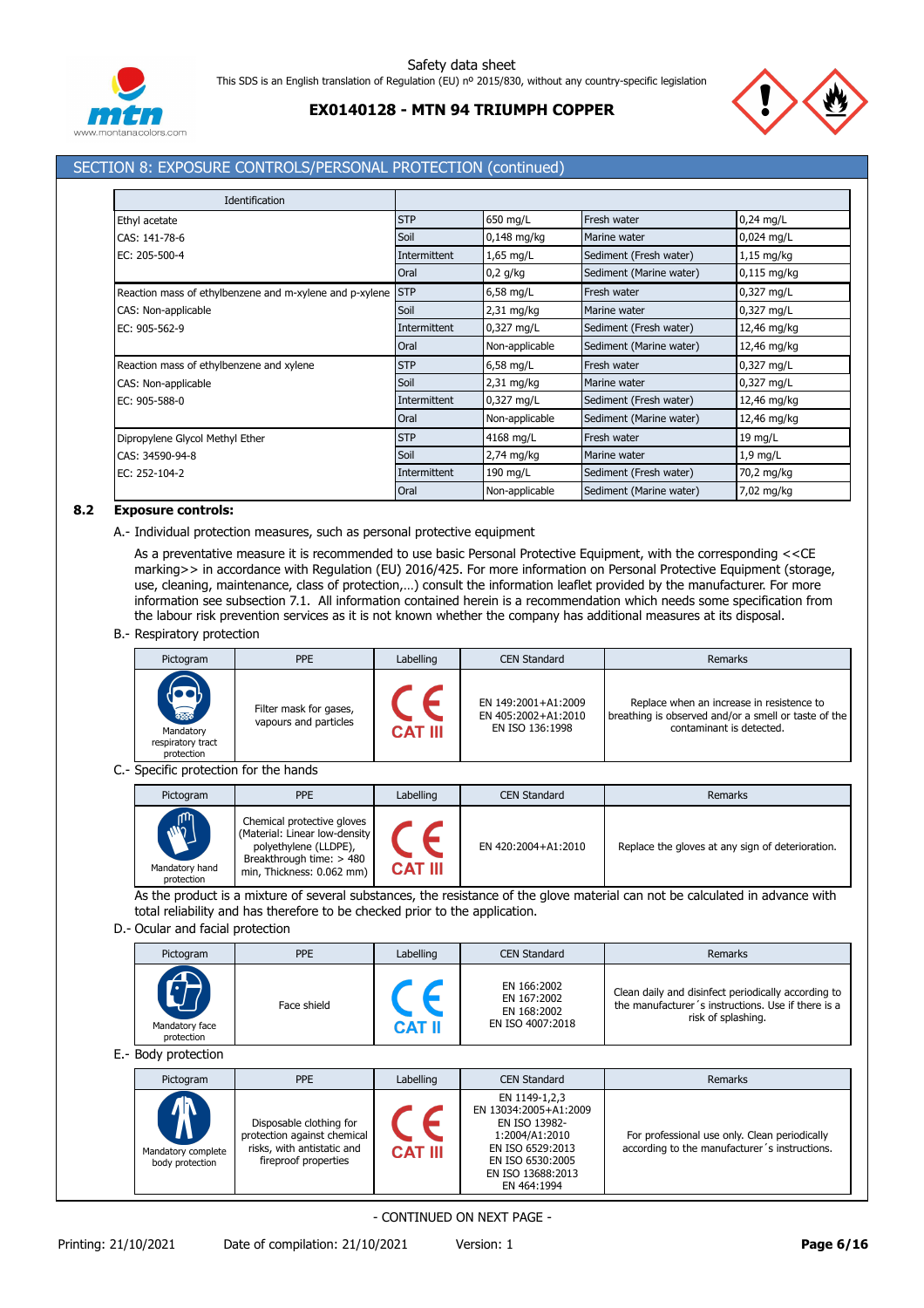## SECTION 8: EXPOSURE CONTROLS/PERSONAL PROTECTION (continued)

| Identification | | | | |
|---|---|---|---|---|
| Ethyl acetate | STP | 650 mg/L | Fresh water | 0,24 mg/L |
| CAS: 141-78-6 | Soil | 0,148 mg/kg | Marine water | 0,024 mg/L |
| EC: 205-500-4 | Intermittent | 1,65 mg/L | Sediment (Fresh water) | 1,15 mg/kg |
| | Oral | 0,2 g/kg | Sediment (Marine water) | 0,115 mg/kg |
| Reaction mass of ethylbenzene and m-xylene and p-xylene | STP | 6,58 mg/L | Fresh water | 0,327 mg/L |
| CAS: Non-applicable | Soil | 2,31 mg/kg | Marine water | 0,327 mg/L |
| EC: 905-562-9 | Intermittent | 0,327 mg/L | Sediment (Fresh water) | 12,46 mg/kg |
| | Oral | Non-applicable | Sediment (Marine water) | 12,46 mg/kg |
| Reaction mass of ethylbenzene and xylene | STP | 6,58 mg/L | Fresh water | 0,327 mg/L |
| CAS: Non-applicable | Soil | 2,31 mg/kg | Marine water | 0,327 mg/L |
| EC: 905-588-0 | Intermittent | 0,327 mg/L | Sediment (Fresh water) | 12,46 mg/kg |
| | Oral | Non-applicable | Sediment (Marine water) | 12,46 mg/kg |
| Dipropylene Glycol Methyl Ether | STP | 4168 mg/L | Fresh water | 19 mg/L |
| CAS: 34590-94-8 | Soil | 2,74 mg/kg | Marine water | 1,9 mg/L |
| EC: 252-104-2 | Intermittent | 190 mg/L | Sediment (Fresh water) | 70,2 mg/kg |
| | Oral | Non-applicable | Sediment (Marine water) | 7,02 mg/kg |

### 8.2 Exposure controls:

A.- Individual protection measures, such as personal protective equipment

As a preventative measure it is recommended to use basic Personal Protective Equipment, with the corresponding <<CE marking>> in accordance with Regulation (EU) 2016/425. For more information on Personal Protective Equipment (storage, use, cleaning, maintenance, class of protection,…) consult the information leaflet provided by the manufacturer. For more information see subsection 7.1. All information contained herein is a recommendation which needs some specification from the labour risk prevention services as it is not known whether the company has additional measures at its disposal.

B.- Respiratory protection

| Pictogram | PPE | Labelling | CEN Standard | Remarks |
|---|---|---|---|---|
| Mandatory respiratory tract protection | Filter mask for gases, vapours and particles | CE CAT III | EN 149:2001+A1:2009 EN 405:2002+A1:2010 EN ISO 136:1998 | Replace when an increase in resistence to breathing is observed and/or a smell or taste of the contaminant is detected. |

C.- Specific protection for the hands

| Pictogram | PPE | Labelling | CEN Standard | Remarks |
|---|---|---|---|---|
| Mandatory hand protection | Chemical protective gloves (Material: Linear low-density polyethylene (LLDPE), Breakthrough time: > 480 min, Thickness: 0.062 mm) | CE CAT III | EN 420:2004+A1:2010 | Replace the gloves at any sign of deterioration. |

As the product is a mixture of several substances, the resistance of the glove material can not be calculated in advance with total reliability and has therefore to be checked prior to the application.

D.- Ocular and facial protection

| Pictogram | PPE | Labelling | CEN Standard | Remarks |
|---|---|---|---|---|
| Mandatory face protection | Face shield | CE CAT II | EN 166:2002 EN 167:2002 EN 168:2002 EN ISO 4007:2018 | Clean daily and disinfect periodically according to the manufacturer´s instructions. Use if there is a risk of splashing. |

E.- Body protection

| Pictogram | PPE | Labelling | CEN Standard | Remarks |
|---|---|---|---|---|
| Mandatory complete body protection | Disposable clothing for protection against chemical risks, with antistatic and fireproof properties | CE CAT III | EN 1149-1,2,3 EN 13034:2005+A1:2009 EN ISO 13982-1:2004/A1:2010 EN ISO 6529:2013 EN ISO 6530:2005 EN ISO 13688:2013 EN 464:1994 | For professional use only. Clean periodically according to the manufacturer´s instructions. |

- CONTINUED ON NEXT PAGE -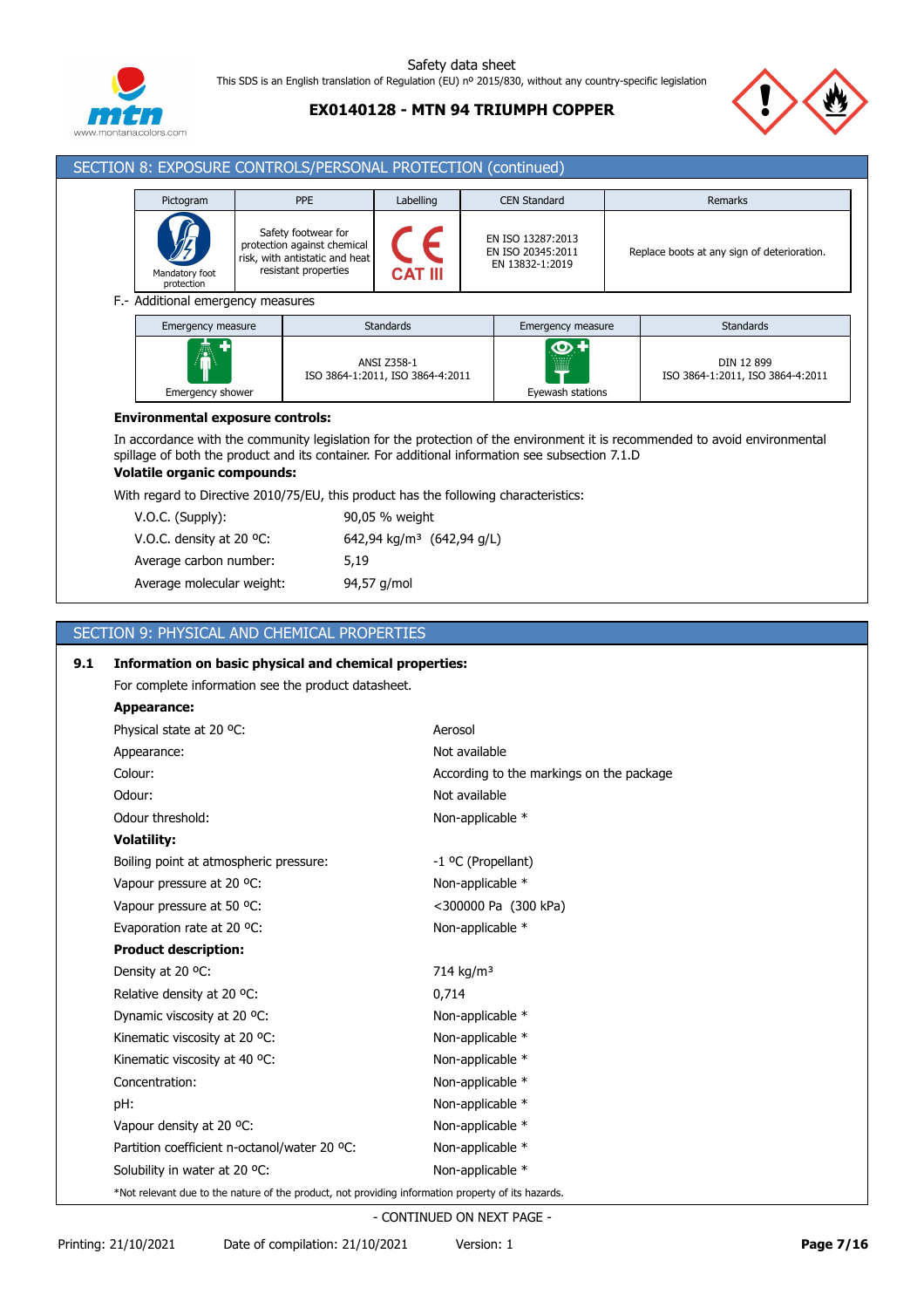## SECTION 8: EXPOSURE CONTROLS/PERSONAL PROTECTION (continued)

| Pictogram | PPE | Labelling | CEN Standard | Remarks |
|---|---|---|---|---|
| Mandatory foot protection | Safety footwear for protection against chemical risk, with antistatic and heat resistant properties | CAT III | EN ISO 13287:2013<br>EN ISO 20345:2011<br>EN 13832-1:2019 | Replace boots at any sign of deterioration. |

F.- Additional emergency measures

| Emergency measure | Standards | Emergency measure | Standards |
|---|---|---|---|
| Emergency shower | ANSI Z358-1<br>ISO 3864-1:2011, ISO 3864-4:2011 | Eyewash stations | DIN 12 899<br>ISO 3864-1:2011, ISO 3864-4:2011 |

**Environmental exposure controls:**

In accordance with the community legislation for the protection of the environment it is recommended to avoid environmental spillage of both the product and its container. For additional information see subsection 7.1.D

**Volatile organic compounds:**

With regard to Directive 2010/75/EU, this product has the following characteristics:

| | |
|---|---|
| V.O.C. (Supply): | 90,05 % weight |
| V.O.C. density at 20 ºC: | 642,94 kg/m³ (642,94 g/L) |
| Average carbon number: | 5,19 |
| Average molecular weight: | 94,57 g/mol |

## SECTION 9: PHYSICAL AND CHEMICAL PROPERTIES

### 9.1 Information on basic physical and chemical properties:

For complete information see the product datasheet.

**Appearance:**

| | |
|---|---|
| Physical state at 20 ºC: | Aerosol |
| Appearance: | Not available |
| Colour: | According to the markings on the package |
| Odour: | Not available |
| Odour threshold: | Non-applicable * |

**Volatility:**

| | |
|---|---|
| Boiling point at atmospheric pressure: | -1 ºC (Propellant) |
| Vapour pressure at 20 ºC: | Non-applicable * |
| Vapour pressure at 50 ºC: | <300000 Pa (300 kPa) |
| Evaporation rate at 20 ºC: | Non-applicable * |

**Product description:**

| | |
|---|---|
| Density at 20 ºC: | 714 kg/m³ |
| Relative density at 20 ºC: | 0,714 |
| Dynamic viscosity at 20 ºC: | Non-applicable * |
| Kinematic viscosity at 20 ºC: | Non-applicable * |
| Kinematic viscosity at 40 ºC: | Non-applicable * |
| Concentration: | Non-applicable * |
| pH: | Non-applicable * |
| Vapour density at 20 ºC: | Non-applicable * |
| Partition coefficient n-octanol/water 20 ºC: | Non-applicable * |
| Solubility in water at 20 ºC: | Non-applicable * |

*Not relevant due to the nature of the product, not providing information property of its hazards.

- CONTINUED ON NEXT PAGE -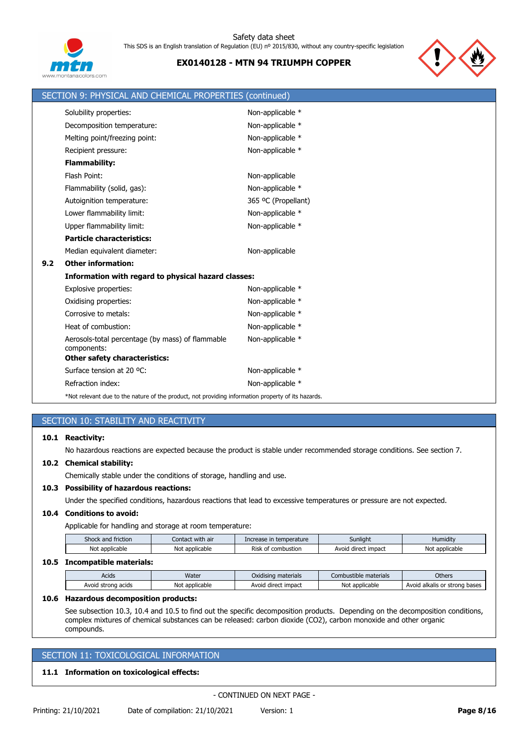## SECTION 9: PHYSICAL AND CHEMICAL PROPERTIES (continued)

| | |
|---|---|
| Solubility properties: | Non-applicable * |
| Decomposition temperature: | Non-applicable * |
| Melting point/freezing point: | Non-applicable * |
| Recipient pressure: | Non-applicable * |
| **Flammability:** | |
| Flash Point: | Non-applicable |
| Flammability (solid, gas): | Non-applicable * |
| Autoignition temperature: | 365 ºC (Propellant) |
| Lower flammability limit: | Non-applicable * |
| Upper flammability limit: | Non-applicable * |
| **Particle characteristics:** | |
| Median equivalent diameter: | Non-applicable |

**9.2 Other information:**

**Information with regard to physical hazard classes:**

| | |
|---|---|
| Explosive properties: | Non-applicable * |
| Oxidising properties: | Non-applicable * |
| Corrosive to metals: | Non-applicable * |
| Heat of combustion: | Non-applicable * |
| Aerosols-total percentage (by mass) of flammable components: | Non-applicable * |
| **Other safety characteristics:** | |
| Surface tension at 20 ºC: | Non-applicable * |
| Refraction index: | Non-applicable * |

*Not relevant due to the nature of the product, not providing information property of its hazards.

## SECTION 10: STABILITY AND REACTIVITY

**10.1 Reactivity:**

No hazardous reactions are expected because the product is stable under recommended storage conditions. See section 7.

**10.2 Chemical stability:**

Chemically stable under the conditions of storage, handling and use.

**10.3 Possibility of hazardous reactions:**

Under the specified conditions, hazardous reactions that lead to excessive temperatures or pressure are not expected.

**10.4 Conditions to avoid:**

Applicable for handling and storage at room temperature:

| Shock and friction | Contact with air | Increase in temperature | Sunlight | Humidity |
|---|---|---|---|---|
| Not applicable | Not applicable | Risk of combustion | Avoid direct impact | Not applicable |

**10.5 Incompatible materials:**

| Acids | Water | Oxidising materials | Combustible materials | Others |
|---|---|---|---|---|
| Avoid strong acids | Not applicable | Avoid direct impact | Not applicable | Avoid alkalis or strong bases |

**10.6 Hazardous decomposition products:**

See subsection 10.3, 10.4 and 10.5 to find out the specific decomposition products. Depending on the decomposition conditions, complex mixtures of chemical substances can be released: carbon dioxide ($CO_2$), carbon monoxide and other organic compounds.

## SECTION 11: TOXICOLOGICAL INFORMATION

**11.1 Information on toxicological effects:**

- CONTINUED ON NEXT PAGE -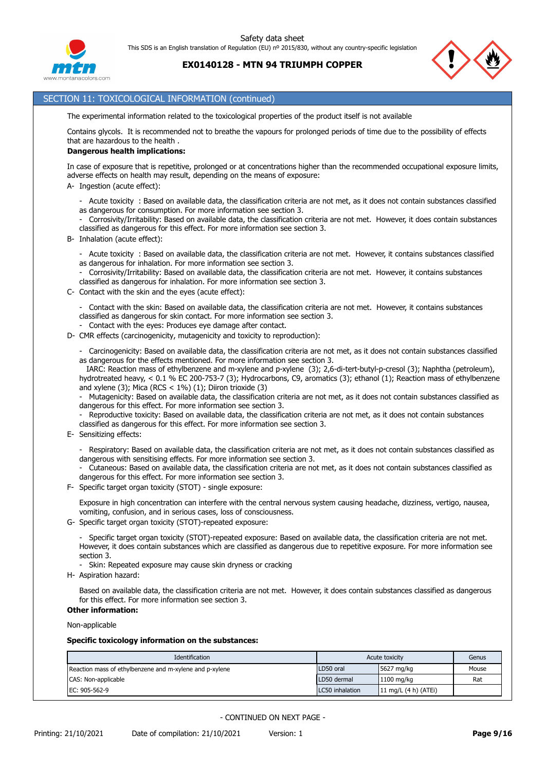## SECTION 11: TOXICOLOGICAL INFORMATION (continued)

The experimental information related to the toxicological properties of the product itself is not available

Contains glycols. It is recommended not to breathe the vapours for prolonged periods of time due to the possibility of effects that are hazardous to the health .

**Dangerous health implications:**

In case of exposure that is repetitive, prolonged or at concentrations higher than the recommended occupational exposure limits, adverse effects on health may result, depending on the means of exposure:

A- Ingestion (acute effect):

- Acute toxicity : Based on available data, the classification criteria are not met, as it does not contain substances classified as dangerous for consumption. For more information see section 3.
- Corrosivity/Irritability: Based on available data, the classification criteria are not met. However, it does contain substances classified as dangerous for this effect. For more information see section 3.

B- Inhalation (acute effect):

- Acute toxicity : Based on available data, the classification criteria are not met. However, it contains substances classified as dangerous for inhalation. For more information see section 3.
- Corrosivity/Irritability: Based on available data, the classification criteria are not met. However, it contains substances classified as dangerous for inhalation. For more information see section 3.

C- Contact with the skin and the eyes (acute effect):

- Contact with the skin: Based on available data, the classification criteria are not met. However, it contains substances classified as dangerous for skin contact. For more information see section 3.
- Contact with the eyes: Produces eye damage after contact.

D- CMR effects (carcinogenicity, mutagenicity and toxicity to reproduction):

- Carcinogenicity: Based on available data, the classification criteria are not met, as it does not contain substances classified as dangerous for the effects mentioned. For more information see section 3.
  IARC: Reaction mass of ethylbenzene and m-xylene and p-xylene (3); 2,6-di-tert-butyl-p-cresol (3); Naphtha (petroleum), hydrotreated heavy, < 0.1 % EC 200-753-7 (3); Hydrocarbons, C9, aromatics (3); ethanol (1); Reaction mass of ethylbenzene and xylene (3); Mica (RCS < 1%) (1); Diiron trioxide (3)
- Mutagenicity: Based on available data, the classification criteria are not met, as it does not contain substances classified as dangerous for this effect. For more information see section 3.
- Reproductive toxicity: Based on available data, the classification criteria are not met, as it does not contain substances classified as dangerous for this effect. For more information see section 3.

E- Sensitizing effects:

- Respiratory: Based on available data, the classification criteria are not met, as it does not contain substances classified as dangerous with sensitising effects. For more information see section 3.
- Cutaneous: Based on available data, the classification criteria are not met, as it does not contain substances classified as dangerous for this effect. For more information see section 3.

F- Specific target organ toxicity (STOT) - single exposure:

Exposure in high concentration can interfere with the central nervous system causing headache, dizziness, vertigo, nausea, vomiting, confusion, and in serious cases, loss of consciousness.

G- Specific target organ toxicity (STOT)-repeated exposure:

- Specific target organ toxicity (STOT)-repeated exposure: Based on available data, the classification criteria are not met. However, it does contain substances which are classified as dangerous due to repetitive exposure. For more information see section 3.
- Skin: Repeated exposure may cause skin dryness or cracking

H- Aspiration hazard:

Based on available data, the classification criteria are not met. However, it does contain substances classified as dangerous for this effect. For more information see section 3.

**Other information:**

Non-applicable

**Specific toxicology information on the substances:**

| Identification | Acute toxicity | | Genus |
|---|---|---|---|
| Reaction mass of ethylbenzene and m-xylene and p-xylene | LD50 oral | 5627 mg/kg | Mouse |
| CAS: Non-applicable | LD50 dermal | 1100 mg/kg | Rat |
| EC: 905-562-9 | LC50 inhalation | 11 mg/L (4 h) (ATEi) | |

- CONTINUED ON NEXT PAGE -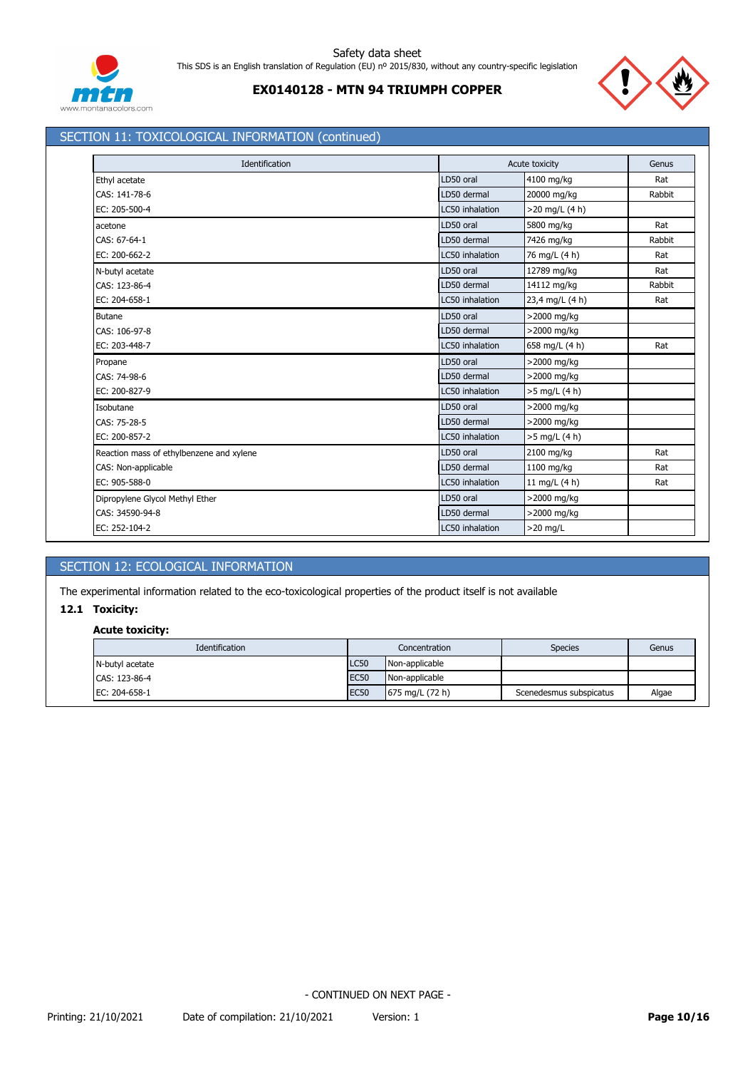## SECTION 11: TOXICOLOGICAL INFORMATION (continued)

| Identification | Acute toxicity | | Genus |
|---|---|---|---|
| Ethyl acetate | LD50 oral | 4100 mg/kg | Rat |
| CAS: 141-78-6 | LD50 dermal | 20000 mg/kg | Rabbit |
| EC: 205-500-4 | LC50 inhalation | >20 mg/L (4 h) | |
| acetone | LD50 oral | 5800 mg/kg | Rat |
| CAS: 67-64-1 | LD50 dermal | 7426 mg/kg | Rabbit |
| EC: 200-662-2 | LC50 inhalation | 76 mg/L (4 h) | Rat |
| N-butyl acetate | LD50 oral | 12789 mg/kg | Rat |
| CAS: 123-86-4 | LD50 dermal | 14112 mg/kg | Rabbit |
| EC: 204-658-1 | LC50 inhalation | 23,4 mg/L (4 h) | Rat |
| Butane | LD50 oral | >2000 mg/kg | |
| CAS: 106-97-8 | LD50 dermal | >2000 mg/kg | |
| EC: 203-448-7 | LC50 inhalation | 658 mg/L (4 h) | Rat |
| Propane | LD50 oral | >2000 mg/kg | |
| CAS: 74-98-6 | LD50 dermal | >2000 mg/kg | |
| EC: 200-827-9 | LC50 inhalation | >5 mg/L (4 h) | |
| Isobutane | LD50 oral | >2000 mg/kg | |
| CAS: 75-28-5 | LD50 dermal | >2000 mg/kg | |
| EC: 200-857-2 | LC50 inhalation | >5 mg/L (4 h) | |
| Reaction mass of ethylbenzene and xylene | LD50 oral | 2100 mg/kg | Rat |
| CAS: Non-applicable | LD50 dermal | 1100 mg/kg | Rat |
| EC: 905-588-0 | LC50 inhalation | 11 mg/L (4 h) | Rat |
| Dipropylene Glycol Methyl Ether | LD50 oral | >2000 mg/kg | |
| CAS: 34590-94-8 | LD50 dermal | >2000 mg/kg | |
| EC: 252-104-2 | LC50 inhalation | >20 mg/L | |

## SECTION 12: ECOLOGICAL INFORMATION

The experimental information related to the eco-toxicological properties of the product itself is not available

### 12.1 Toxicity:

**Acute toxicity:**

| Identification | Concentration | | Species | Genus |
|---|---|---|---|---|
| N-butyl acetate | LC50 | Non-applicable | | |
| CAS: 123-86-4 | EC50 | Non-applicable | | |
| EC: 204-658-1 | EC50 | 675 mg/L (72 h) | Scenedesmus subspicatus | Algae |

- CONTINUED ON NEXT PAGE -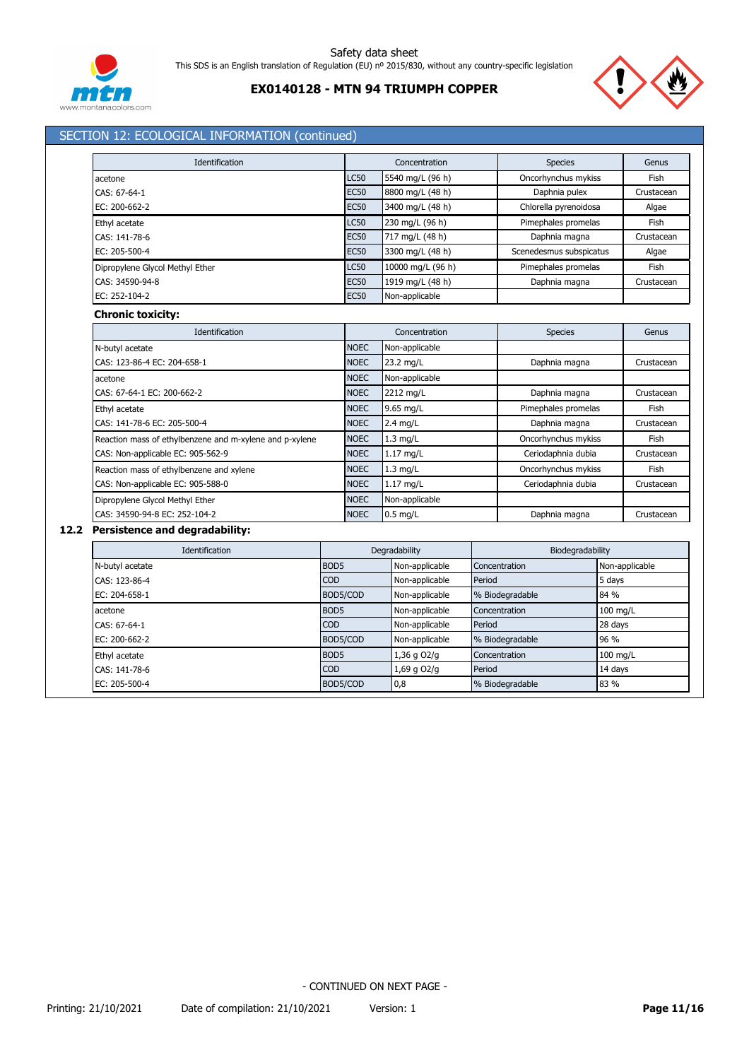## SECTION 12: ECOLOGICAL INFORMATION (continued)

| Identification | Concentration | | Species | Genus |
|---|---|---|---|---|
| acetone | LC50 | 5540 mg/L (96 h) | Oncorhynchus mykiss | Fish |
| CAS: 67-64-1 | EC50 | 8800 mg/L (48 h) | Daphnia pulex | Crustacean |
| EC: 200-662-2 | EC50 | 3400 mg/L (48 h) | Chlorella pyrenoidosa | Algae |
| Ethyl acetate | LC50 | 230 mg/L (96 h) | Pimephales promelas | Fish |
| CAS: 141-78-6 | EC50 | 717 mg/L (48 h) | Daphnia magna | Crustacean |
| EC: 205-500-4 | EC50 | 3300 mg/L (48 h) | Scenedesmus subspicatus | Algae |
| Dipropylene Glycol Methyl Ether | LC50 | 10000 mg/L (96 h) | Pimephales promelas | Fish |
| CAS: 34590-94-8 | EC50 | 1919 mg/L (48 h) | Daphnia magna | Crustacean |
| EC: 252-104-2 | EC50 | Non-applicable | | |

**Chronic toxicity:**

| Identification | Concentration | | Species | Genus |
|---|---|---|---|---|
| N-butyl acetate | NOEC | Non-applicable | | |
| CAS: 123-86-4 EC: 204-658-1 | NOEC | 23.2 mg/L | Daphnia magna | Crustacean |
| acetone | NOEC | Non-applicable | | |
| CAS: 67-64-1 EC: 200-662-2 | NOEC | 2212 mg/L | Daphnia magna | Crustacean |
| Ethyl acetate | NOEC | 9.65 mg/L | Pimephales promelas | Fish |
| CAS: 141-78-6 EC: 205-500-4 | NOEC | 2.4 mg/L | Daphnia magna | Crustacean |
| Reaction mass of ethylbenzene and m-xylene and p-xylene | NOEC | 1.3 mg/L | Oncorhynchus mykiss | Fish |
| CAS: Non-applicable EC: 905-562-9 | NOEC | 1.17 mg/L | Ceriodaphnia dubia | Crustacean |
| Reaction mass of ethylbenzene and xylene | NOEC | 1.3 mg/L | Oncorhynchus mykiss | Fish |
| CAS: Non-applicable EC: 905-588-0 | NOEC | 1.17 mg/L | Ceriodaphnia dubia | Crustacean |
| Dipropylene Glycol Methyl Ether | NOEC | Non-applicable | | |
| CAS: 34590-94-8 EC: 252-104-2 | NOEC | 0.5 mg/L | Daphnia magna | Crustacean |

### 12.2 Persistence and degradability:

| Identification | Degradability | | Biodegradability | |
|---|---|---|---|---|
| N-butyl acetate | BOD5 | Non-applicable | Concentration | Non-applicable |
| CAS: 123-86-4 | COD | Non-applicable | Period | 5 days |
| EC: 204-658-1 | BOD5/COD | Non-applicable | % Biodegradable | 84 % |
| acetone | BOD5 | Non-applicable | Concentration | 100 mg/L |
| CAS: 67-64-1 | COD | Non-applicable | Period | 28 days |
| EC: 200-662-2 | BOD5/COD | Non-applicable | % Biodegradable | 96 % |
| Ethyl acetate | BOD5 | 1,36 g O2/g | Concentration | 100 mg/L |
| CAS: 141-78-6 | COD | 1,69 g O2/g | Period | 14 days |
| EC: 205-500-4 | BOD5/COD | 0,8 | % Biodegradable | 83 % |

- CONTINUED ON NEXT PAGE -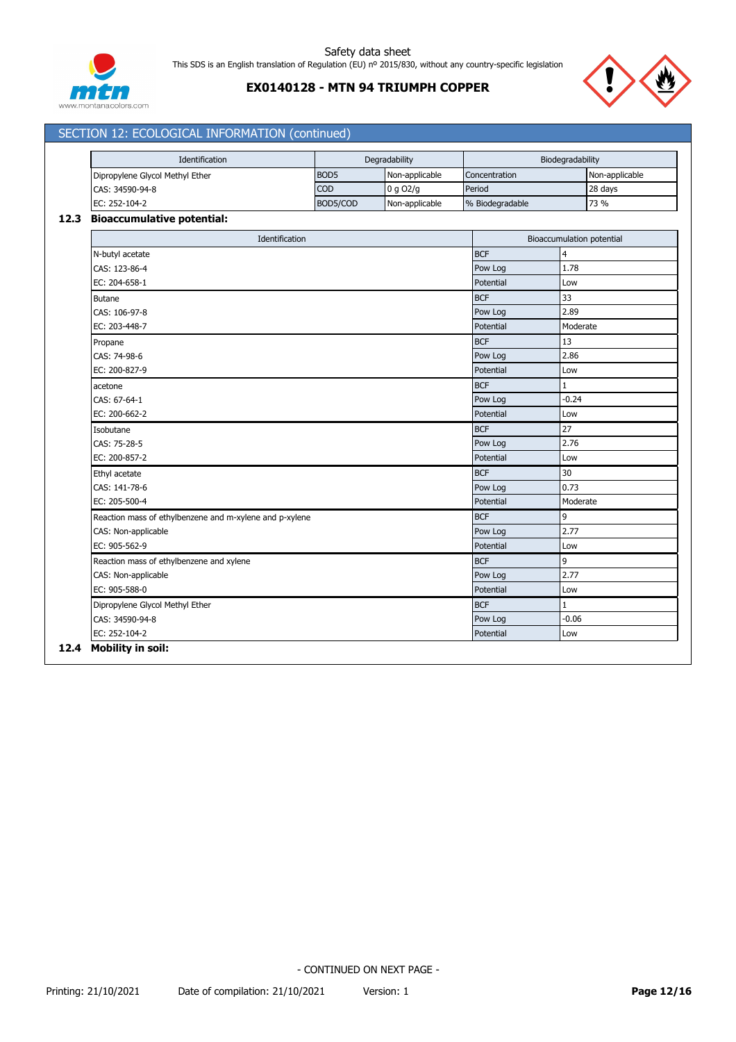## SECTION 12: ECOLOGICAL INFORMATION (continued)

| Identification | Degradability | | Biodegradability | |
|---|---|---|---|---|
| Dipropylene Glycol Methyl Ether | BOD5 | Non-applicable | Concentration | Non-applicable |
| CAS: 34590-94-8 | COD | 0 g O2/g | Period | 28 days |
| EC: 252-104-2 | BOD5/COD | Non-applicable | % Biodegradable | 73 % |

### 12.3 Bioaccumulative potential:

| Identification | Bioaccumulation potential | |
|---|---|---|
| N-butyl acetate | BCF | 4 |
| CAS: 123-86-4 | Pow Log | 1.78 |
| EC: 204-658-1 | Potential | Low |
| Butane | BCF | 33 |
| CAS: 106-97-8 | Pow Log | 2.89 |
| EC: 203-448-7 | Potential | Moderate |
| Propane | BCF | 13 |
| CAS: 74-98-6 | Pow Log | 2.86 |
| EC: 200-827-9 | Potential | Low |
| acetone | BCF | 1 |
| CAS: 67-64-1 | Pow Log | -0.24 |
| EC: 200-662-2 | Potential | Low |
| Isobutane | BCF | 27 |
| CAS: 75-28-5 | Pow Log | 2.76 |
| EC: 200-857-2 | Potential | Low |
| Ethyl acetate | BCF | 30 |
| CAS: 141-78-6 | Pow Log | 0.73 |
| EC: 205-500-4 | Potential | Moderate |
| Reaction mass of ethylbenzene and m-xylene and p-xylene | BCF | 9 |
| CAS: Non-applicable | Pow Log | 2.77 |
| EC: 905-562-9 | Potential | Low |
| Reaction mass of ethylbenzene and xylene | BCF | 9 |
| CAS: Non-applicable | Pow Log | 2.77 |
| EC: 905-588-0 | Potential | Low |
| Dipropylene Glycol Methyl Ether | BCF | 1 |
| CAS: 34590-94-8 | Pow Log | -0.06 |
| EC: 252-104-2 | Potential | Low |

### 12.4 Mobility in soil:

- CONTINUED ON NEXT PAGE -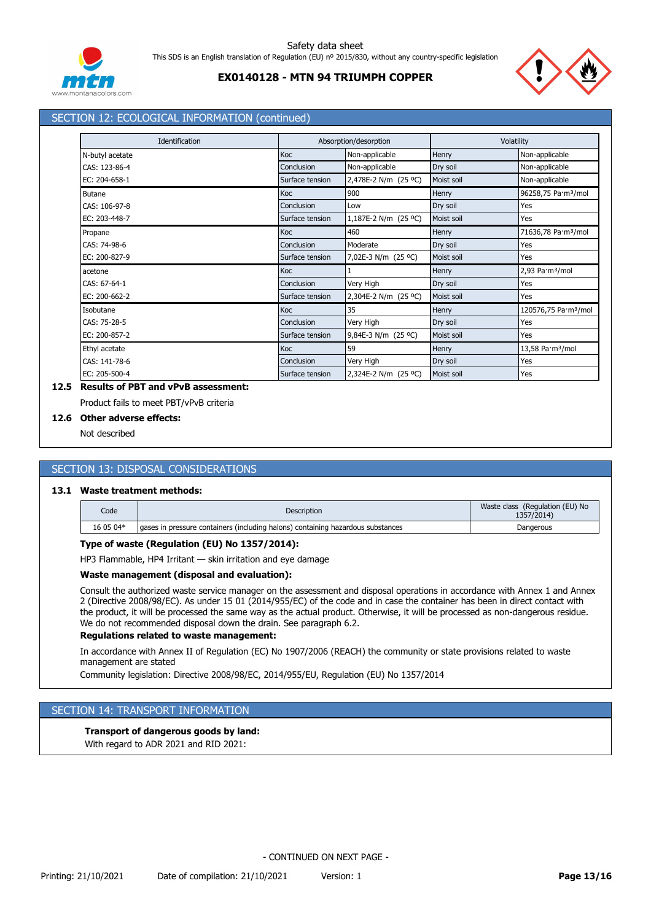## SECTION 12: ECOLOGICAL INFORMATION (continued)

| Identification | Absorption/desorption | | Volatility | |
|---|---|---|---|---|
| N-butyl acetate | Koc | Non-applicable | Henry | Non-applicable |
| CAS: 123-86-4 | Conclusion | Non-applicable | Dry soil | Non-applicable |
| EC: 204-658-1 | Surface tension | 2,478E-2 N/m (25 ºC) | Moist soil | Non-applicable |
| Butane | Koc | 900 | Henry | 96258,75 Pa·m³/mol |
| CAS: 106-97-8 | Conclusion | Low | Dry soil | Yes |
| EC: 203-448-7 | Surface tension | 1,187E-2 N/m (25 ºC) | Moist soil | Yes |
| Propane | Koc | 460 | Henry | 71636,78 Pa·m³/mol |
| CAS: 74-98-6 | Conclusion | Moderate | Dry soil | Yes |
| EC: 200-827-9 | Surface tension | 7,02E-3 N/m (25 ºC) | Moist soil | Yes |
| acetone | Koc | 1 | Henry | 2,93 Pa·m³/mol |
| CAS: 67-64-1 | Conclusion | Very High | Dry soil | Yes |
| EC: 200-662-2 | Surface tension | 2,304E-2 N/m (25 ºC) | Moist soil | Yes |
| Isobutane | Koc | 35 | Henry | 120576,75 Pa·m³/mol |
| CAS: 75-28-5 | Conclusion | Very High | Dry soil | Yes |
| EC: 200-857-2 | Surface tension | 9,84E-3 N/m (25 ºC) | Moist soil | Yes |
| Ethyl acetate | Koc | 59 | Henry | 13,58 Pa·m³/mol |
| CAS: 141-78-6 | Conclusion | Very High | Dry soil | Yes |
| EC: 205-500-4 | Surface tension | 2,324E-2 N/m (25 ºC) | Moist soil | Yes |

**12.5 Results of PBT and vPvB assessment:**

Product fails to meet PBT/vPvB criteria

**12.6 Other adverse effects:**

Not described

## SECTION 13: DISPOSAL CONSIDERATIONS

**13.1 Waste treatment methods:**

| Code | Description | Waste class (Regulation (EU) No 1357/2014) |
|---|---|---|
| 16 05 04* | gases in pressure containers (including halons) containing hazardous substances | Dangerous |

**Type of waste (Regulation (EU) No 1357/2014):**

HP3 Flammable, HP4 Irritant — skin irritation and eye damage

**Waste management (disposal and evaluation):**

Consult the authorized waste service manager on the assessment and disposal operations in accordance with Annex 1 and Annex 2 (Directive 2008/98/EC). As under 15 01 (2014/955/EC) of the code and in case the container has been in direct contact with the product, it will be processed the same way as the actual product. Otherwise, it will be processed as non-dangerous residue. We do not recommended disposal down the drain. See paragraph 6.2.

**Regulations related to waste management:**

In accordance with Annex II of Regulation (EC) No 1907/2006 (REACH) the community or state provisions related to waste management are stated

Community legislation: Directive 2008/98/EC, 2014/955/EU, Regulation (EU) No 1357/2014

## SECTION 14: TRANSPORT INFORMATION

**Transport of dangerous goods by land:**

With regard to ADR 2021 and RID 2021: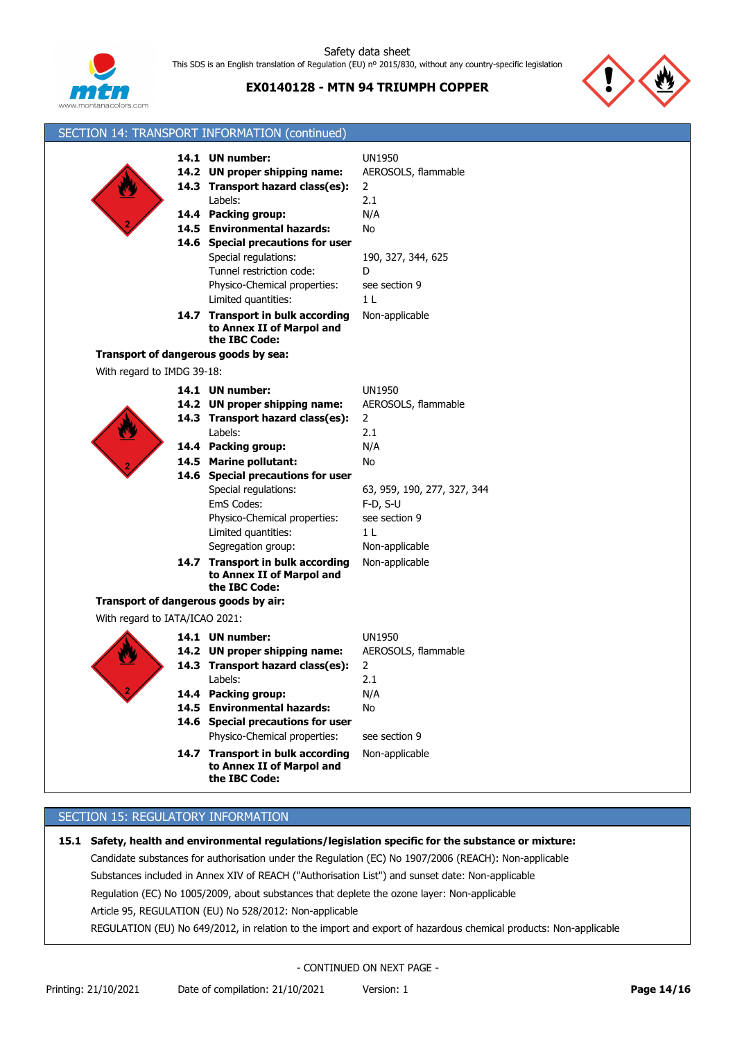## SECTION 14: TRANSPORT INFORMATION (continued)

| | |
|---|---|
| **14.1 UN number:** | UN1950 |
| **14.2 UN proper shipping name:** | AEROSOLS, flammable |
| **14.3 Transport hazard class(es):** | 2 |
| Labels: | 2.1 |
| **14.4 Packing group:** | N/A |
| **14.5 Environmental hazards:** | No |
| **14.6 Special precautions for user** | |
| Special regulations: | 190, 327, 344, 625 |
| Tunnel restriction code: | D |
| Physico-Chemical properties: | see section 9 |
| Limited quantities: | 1 L |
| **14.7 Transport in bulk according to Annex II of Marpol and the IBC Code:** | Non-applicable |

**Transport of dangerous goods by sea:**

With regard to IMDG 39-18:

| | |
|---|---|
| **14.1 UN number:** | UN1950 |
| **14.2 UN proper shipping name:** | AEROSOLS, flammable |
| **14.3 Transport hazard class(es):** | 2 |
| Labels: | 2.1 |
| **14.4 Packing group:** | N/A |
| **14.5 Marine pollutant:** | No |
| **14.6 Special precautions for user** | |
| Special regulations: | 63, 959, 190, 277, 327, 344 |
| EmS Codes: | F-D, S-U |
| Physico-Chemical properties: | see section 9 |
| Limited quantities: | 1 L |
| Segregation group: | Non-applicable |
| **14.7 Transport in bulk according to Annex II of Marpol and the IBC Code:** | Non-applicable |

**Transport of dangerous goods by air:**

With regard to IATA/ICAO 2021:

| | |
|---|---|
| **14.1 UN number:** | UN1950 |
| **14.2 UN proper shipping name:** | AEROSOLS, flammable |
| **14.3 Transport hazard class(es):** | 2 |
| Labels: | 2.1 |
| **14.4 Packing group:** | N/A |
| **14.5 Environmental hazards:** | No |
| **14.6 Special precautions for user** | |
| Physico-Chemical properties: | see section 9 |
| **14.7 Transport in bulk according to Annex II of Marpol and the IBC Code:** | Non-applicable |

## SECTION 15: REGULATORY INFORMATION

**15.1 Safety, health and environmental regulations/legislation specific for the substance or mixture:**

Candidate substances for authorisation under the Regulation (EC) No 1907/2006 (REACH): Non-applicable

Substances included in Annex XIV of REACH ("Authorisation List") and sunset date: Non-applicable

Regulation (EC) No 1005/2009, about substances that deplete the ozone layer: Non-applicable

Article 95, REGULATION (EU) No 528/2012: Non-applicable

REGULATION (EU) No 649/2012, in relation to the import and export of hazardous chemical products: Non-applicable

- CONTINUED ON NEXT PAGE -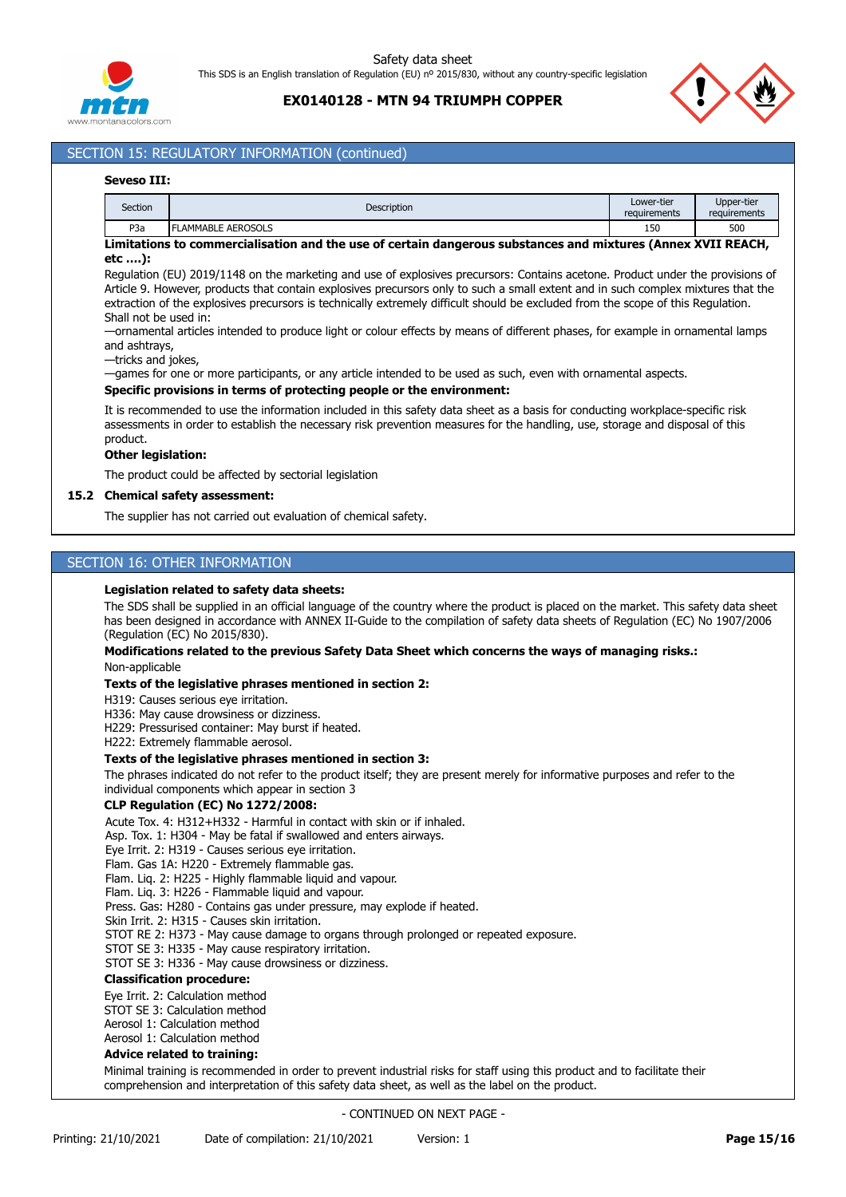## SECTION 15: REGULATORY INFORMATION (continued)

**Seveso III:**

| Section | Description | Lower-tier requirements | Upper-tier requirements |
|---|---|---|---|
| P3a | FLAMMABLE AEROSOLS | 150 | 500 |

**Limitations to commercialisation and the use of certain dangerous substances and mixtures (Annex XVII REACH, etc ….):**

Regulation (EU) 2019/1148 on the marketing and use of explosives precursors: Contains acetone. Product under the provisions of Article 9. However, products that contain explosives precursors only to such a small extent and in such complex mixtures that the extraction of the explosives precursors is technically extremely difficult should be excluded from the scope of this Regulation.

Shall not be used in:

—ornamental articles intended to produce light or colour effects by means of different phases, for example in ornamental lamps and ashtrays,

—tricks and jokes,

—games for one or more participants, or any article intended to be used as such, even with ornamental aspects.

**Specific provisions in terms of protecting people or the environment:**

It is recommended to use the information included in this safety data sheet as a basis for conducting workplace-specific risk assessments in order to establish the necessary risk prevention measures for the handling, use, storage and disposal of this product.

**Other legislation:**

The product could be affected by sectorial legislation

### 15.2 Chemical safety assessment:

The supplier has not carried out evaluation of chemical safety.

## SECTION 16: OTHER INFORMATION

**Legislation related to safety data sheets:**

The SDS shall be supplied in an official language of the country where the product is placed on the market. This safety data sheet has been designed in accordance with ANNEX II-Guide to the compilation of safety data sheets of Regulation (EC) No 1907/2006 (Regulation (EC) No 2015/830).

**Modifications related to the previous Safety Data Sheet which concerns the ways of managing risks.:**

Non-applicable

**Texts of the legislative phrases mentioned in section 2:**

H319: Causes serious eye irritation.
H336: May cause drowsiness or dizziness.
H229: Pressurised container: May burst if heated.
H222: Extremely flammable aerosol.

**Texts of the legislative phrases mentioned in section 3:**

The phrases indicated do not refer to the product itself; they are present merely for informative purposes and refer to the individual components which appear in section 3

**CLP Regulation (EC) No 1272/2008:**

Acute Tox. 4: H312+H332 - Harmful in contact with skin or if inhaled.
Asp. Tox. 1: H304 - May be fatal if swallowed and enters airways.
Eye Irrit. 2: H319 - Causes serious eye irritation.
Flam. Gas 1A: H220 - Extremely flammable gas.
Flam. Liq. 2: H225 - Highly flammable liquid and vapour.
Flam. Liq. 3: H226 - Flammable liquid and vapour.
Press. Gas: H280 - Contains gas under pressure, may explode if heated.
Skin Irrit. 2: H315 - Causes skin irritation.
STOT RE 2: H373 - May cause damage to organs through prolonged or repeated exposure.
STOT SE 3: H335 - May cause respiratory irritation.
STOT SE 3: H336 - May cause drowsiness or dizziness.

**Classification procedure:**

Eye Irrit. 2: Calculation method
STOT SE 3: Calculation method
Aerosol 1: Calculation method
Aerosol 1: Calculation method

**Advice related to training:**

Minimal training is recommended in order to prevent industrial risks for staff using this product and to facilitate their comprehension and interpretation of this safety data sheet, as well as the label on the product.

- CONTINUED ON NEXT PAGE -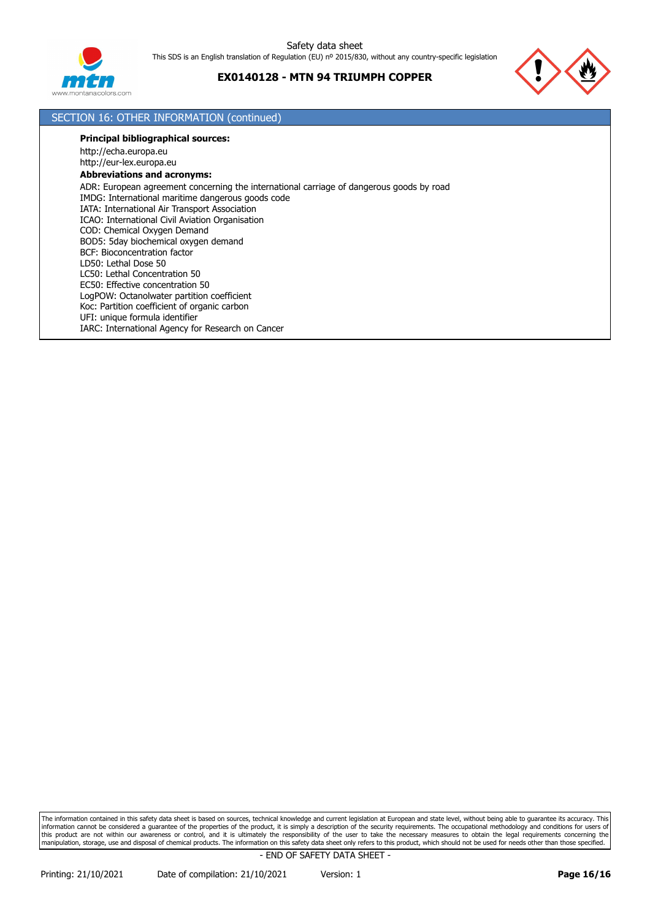## SECTION 16: OTHER INFORMATION (continued)

**Principal bibliographical sources:**

http://echa.europa.eu
http://eur-lex.europa.eu

**Abbreviations and acronyms:**

ADR: European agreement concerning the international carriage of dangerous goods by road
IMDG: International maritime dangerous goods code
IATA: International Air Transport Association
ICAO: International Civil Aviation Organisation
COD: Chemical Oxygen Demand
BOD5: 5day biochemical oxygen demand
BCF: Bioconcentration factor
LD50: Lethal Dose 50
LC50: Lethal Concentration 50
EC50: Effective concentration 50
LogPOW: Octanolwater partition coefficient
Koc: Partition coefficient of organic carbon
UFI: unique formula identifier
IARC: International Agency for Research on Cancer

The information contained in this safety data sheet is based on sources, technical knowledge and current legislation at European and state level, without being able to guarantee its accuracy. This information cannot be considered a guarantee of the properties of the product, it is simply a description of the security requirements. The occupational methodology and conditions for users of this product are not within our awareness or control, and it is ultimately the responsibility of the user to take the necessary measures to obtain the legal requirements concerning the manipulation, storage, use and disposal of chemical products. The information on this safety data sheet only refers to this product, which should not be used for needs other than those specified.

- END OF SAFETY DATA SHEET -